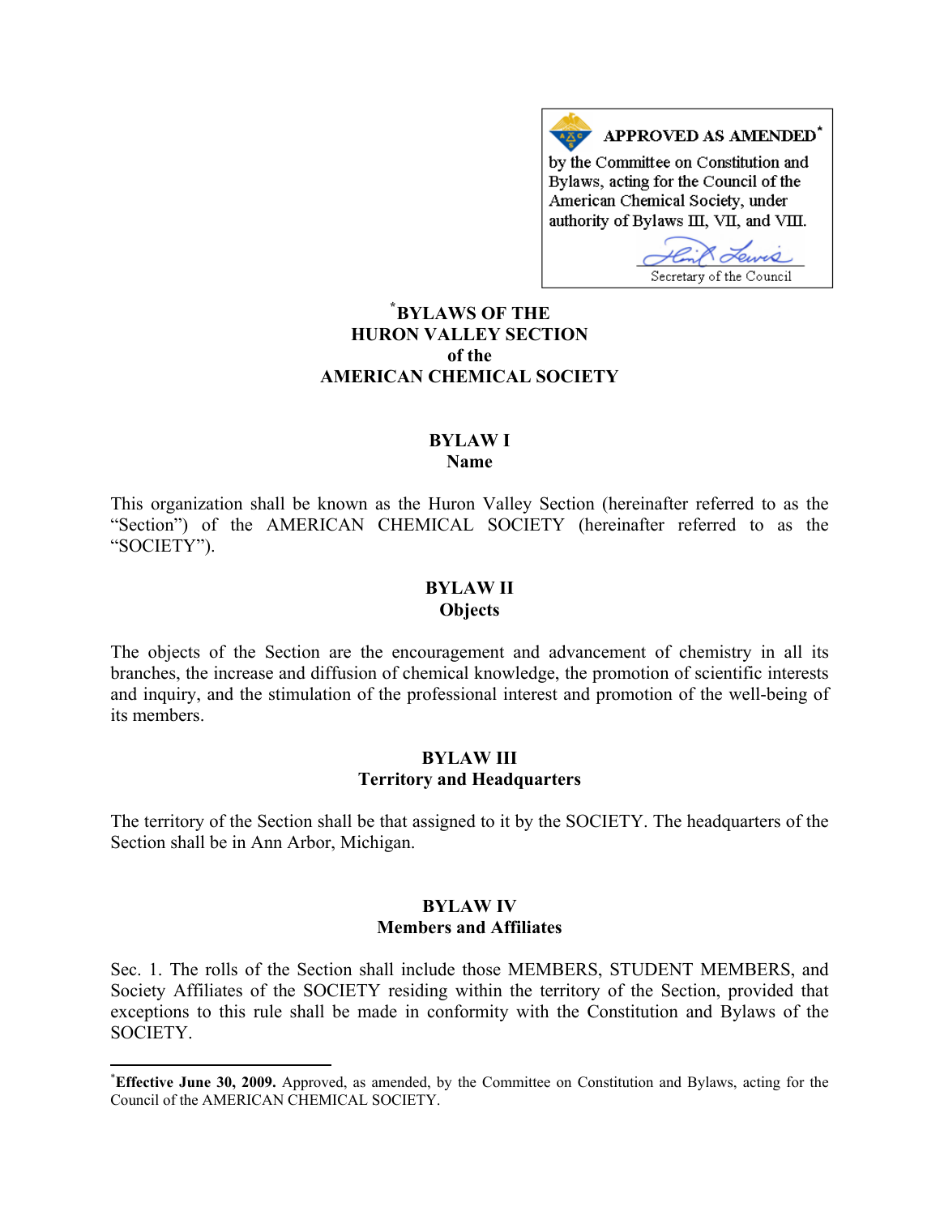**APPROVED AS AMENDED***

by the Committee on Constitution and Bylaws, acting for the Council of the American Chemical Society, under authority of Bylaws III, VII, and VIII.

Secretary of the Council

# *BYLAWS OF THE HURON VALLEY SECTION of the AMERICAN CHEMICAL SOCIETY

## BYLAW I
## Name

This organization shall be known as the Huron Valley Section (hereinafter referred to as the "Section") of the AMERICAN CHEMICAL SOCIETY (hereinafter referred to as the "SOCIETY").

## BYLAW II
## Objects

The objects of the Section are the encouragement and advancement of chemistry in all its branches, the increase and diffusion of chemical knowledge, the promotion of scientific interests and inquiry, and the stimulation of the professional interest and promotion of the well-being of its members.

## BYLAW III
## Territory and Headquarters

The territory of the Section shall be that assigned to it by the SOCIETY. The headquarters of the Section shall be in Ann Arbor, Michigan.

## BYLAW IV
## Members and Affiliates

Sec. 1. The rolls of the Section shall include those MEMBERS, STUDENT MEMBERS, and Society Affiliates of the SOCIETY residing within the territory of the Section, provided that exceptions to this rule shall be made in conformity with the Constitution and Bylaws of the SOCIETY.

---

***Effective June 30, 2009.** Approved, as amended, by the Committee on Constitution and Bylaws, acting for the Council of the AMERICAN CHEMICAL SOCIETY.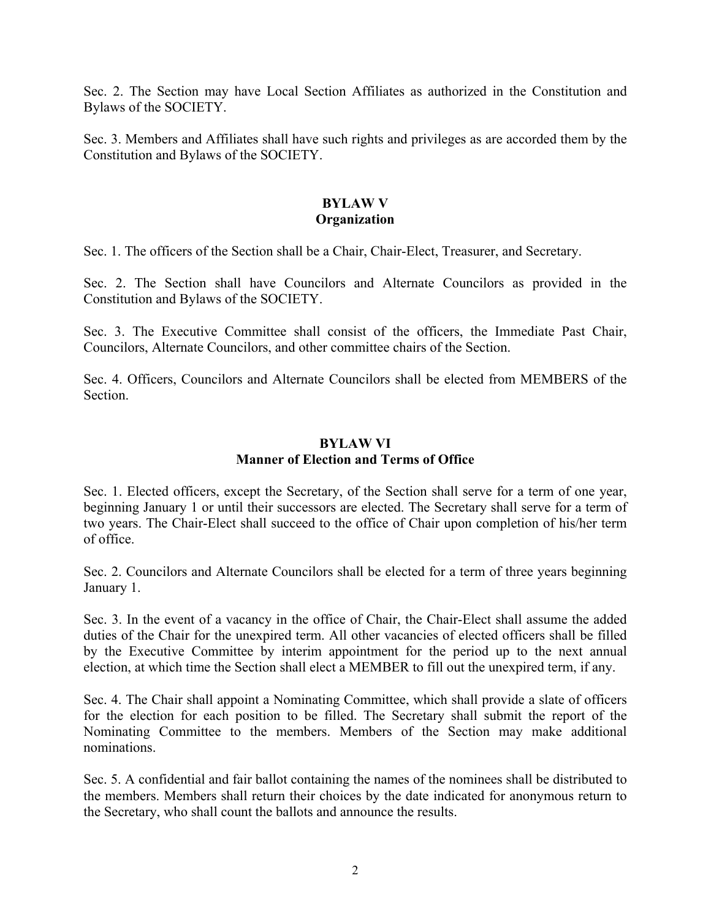Sec. 2. The Section may have Local Section Affiliates as authorized in the Constitution and Bylaws of the SOCIETY.

Sec. 3. Members and Affiliates shall have such rights and privileges as are accorded them by the Constitution and Bylaws of the SOCIETY.

## BYLAW V
## Organization

Sec. 1. The officers of the Section shall be a Chair, Chair-Elect, Treasurer, and Secretary.

Sec. 2. The Section shall have Councilors and Alternate Councilors as provided in the Constitution and Bylaws of the SOCIETY.

Sec. 3. The Executive Committee shall consist of the officers, the Immediate Past Chair, Councilors, Alternate Councilors, and other committee chairs of the Section.

Sec. 4. Officers, Councilors and Alternate Councilors shall be elected from MEMBERS of the Section.

## BYLAW VI
## Manner of Election and Terms of Office

Sec. 1. Elected officers, except the Secretary, of the Section shall serve for a term of one year, beginning January 1 or until their successors are elected. The Secretary shall serve for a term of two years. The Chair-Elect shall succeed to the office of Chair upon completion of his/her term of office.

Sec. 2. Councilors and Alternate Councilors shall be elected for a term of three years beginning January 1.

Sec. 3. In the event of a vacancy in the office of Chair, the Chair-Elect shall assume the added duties of the Chair for the unexpired term. All other vacancies of elected officers shall be filled by the Executive Committee by interim appointment for the period up to the next annual election, at which time the Section shall elect a MEMBER to fill out the unexpired term, if any.

Sec. 4. The Chair shall appoint a Nominating Committee, which shall provide a slate of officers for the election for each position to be filled. The Secretary shall submit the report of the Nominating Committee to the members. Members of the Section may make additional nominations.

Sec. 5. A confidential and fair ballot containing the names of the nominees shall be distributed to the members. Members shall return their choices by the date indicated for anonymous return to the Secretary, who shall count the ballots and announce the results.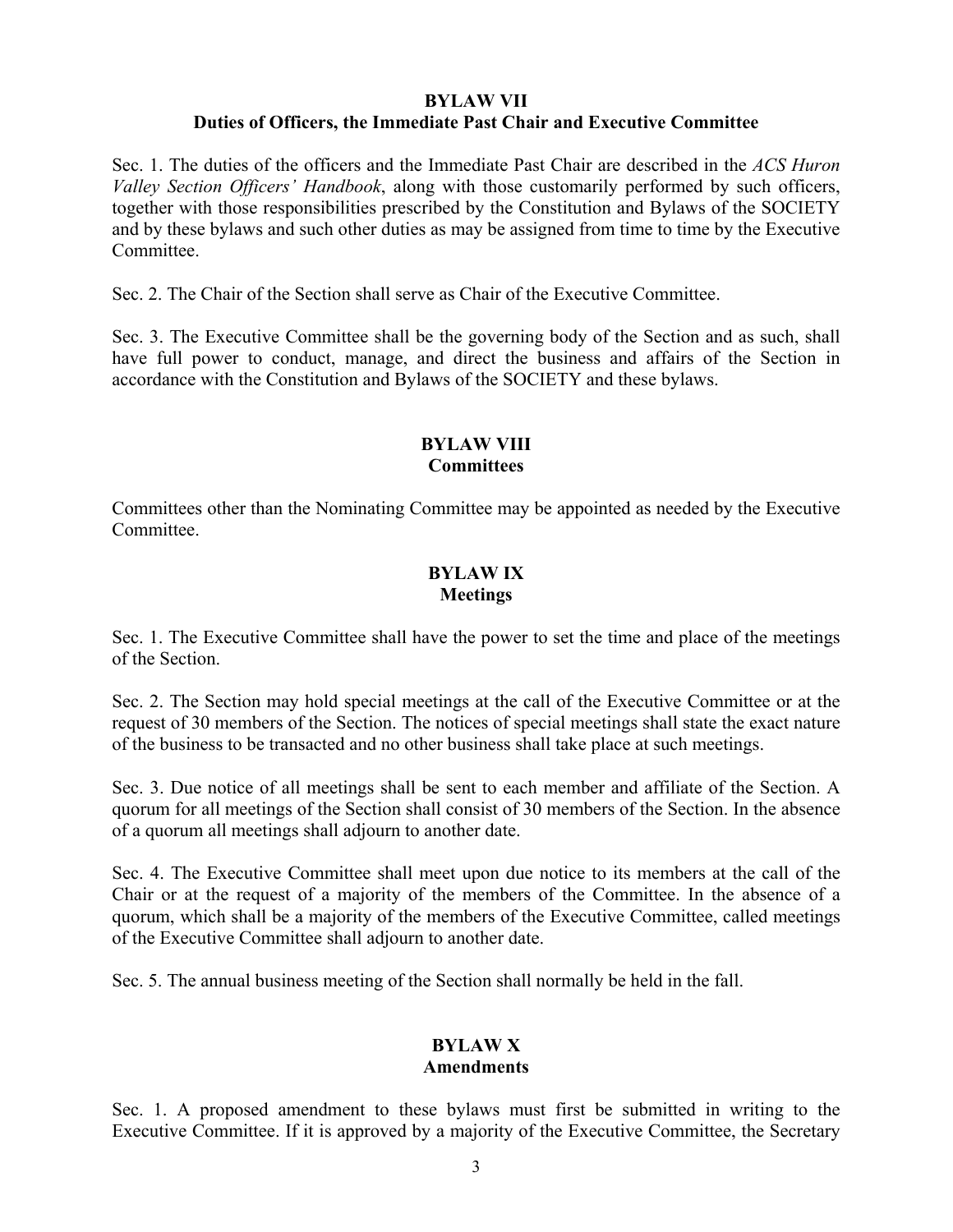**BYLAW VII**
**Duties of Officers, the Immediate Past Chair and Executive Committee**

Sec. 1. The duties of the officers and the Immediate Past Chair are described in the *ACS Huron Valley Section Officers' Handbook*, along with those customarily performed by such officers, together with those responsibilities prescribed by the Constitution and Bylaws of the SOCIETY and by these bylaws and such other duties as may be assigned from time to time by the Executive Committee.

Sec. 2. The Chair of the Section shall serve as Chair of the Executive Committee.

Sec. 3. The Executive Committee shall be the governing body of the Section and as such, shall have full power to conduct, manage, and direct the business and affairs of the Section in accordance with the Constitution and Bylaws of the SOCIETY and these bylaws.

**BYLAW VIII**
**Committees**

Committees other than the Nominating Committee may be appointed as needed by the Executive Committee.

**BYLAW IX**
**Meetings**

Sec. 1. The Executive Committee shall have the power to set the time and place of the meetings of the Section.

Sec. 2. The Section may hold special meetings at the call of the Executive Committee or at the request of 30 members of the Section. The notices of special meetings shall state the exact nature of the business to be transacted and no other business shall take place at such meetings.

Sec. 3. Due notice of all meetings shall be sent to each member and affiliate of the Section. A quorum for all meetings of the Section shall consist of 30 members of the Section. In the absence of a quorum all meetings shall adjourn to another date.

Sec. 4. The Executive Committee shall meet upon due notice to its members at the call of the Chair or at the request of a majority of the members of the Committee. In the absence of a quorum, which shall be a majority of the members of the Executive Committee, called meetings of the Executive Committee shall adjourn to another date.

Sec. 5. The annual business meeting of the Section shall normally be held in the fall.

**BYLAW X**
**Amendments**

Sec. 1. A proposed amendment to these bylaws must first be submitted in writing to the Executive Committee. If it is approved by a majority of the Executive Committee, the Secretary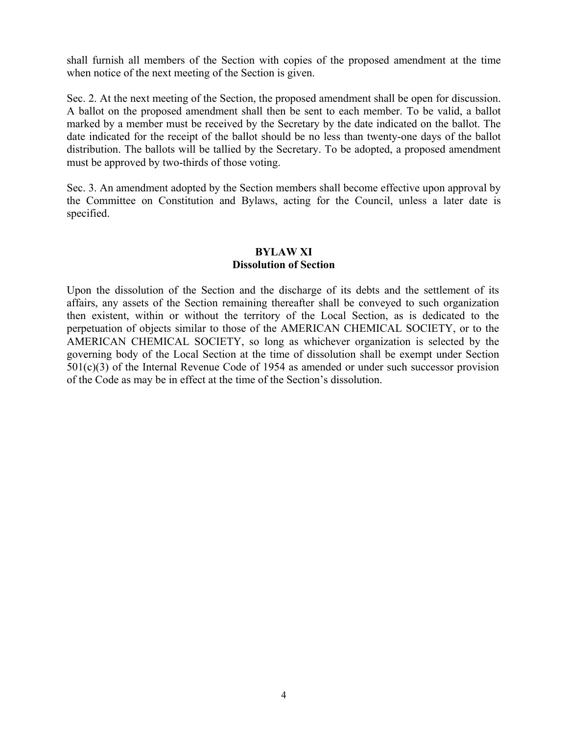shall furnish all members of the Section with copies of the proposed amendment at the time when notice of the next meeting of the Section is given.

Sec. 2. At the next meeting of the Section, the proposed amendment shall be open for discussion. A ballot on the proposed amendment shall then be sent to each member. To be valid, a ballot marked by a member must be received by the Secretary by the date indicated on the ballot. The date indicated for the receipt of the ballot should be no less than twenty-one days of the ballot distribution. The ballots will be tallied by the Secretary. To be adopted, a proposed amendment must be approved by two-thirds of those voting.

Sec. 3. An amendment adopted by the Section members shall become effective upon approval by the Committee on Constitution and Bylaws, acting for the Council, unless a later date is specified.

## BYLAW XI
## Dissolution of Section

Upon the dissolution of the Section and the discharge of its debts and the settlement of its affairs, any assets of the Section remaining thereafter shall be conveyed to such organization then existent, within or without the territory of the Local Section, as is dedicated to the perpetuation of objects similar to those of the AMERICAN CHEMICAL SOCIETY, or to the AMERICAN CHEMICAL SOCIETY, so long as whichever organization is selected by the governing body of the Local Section at the time of dissolution shall be exempt under Section 501(c)(3) of the Internal Revenue Code of 1954 as amended or under such successor provision of the Code as may be in effect at the time of the Section's dissolution.